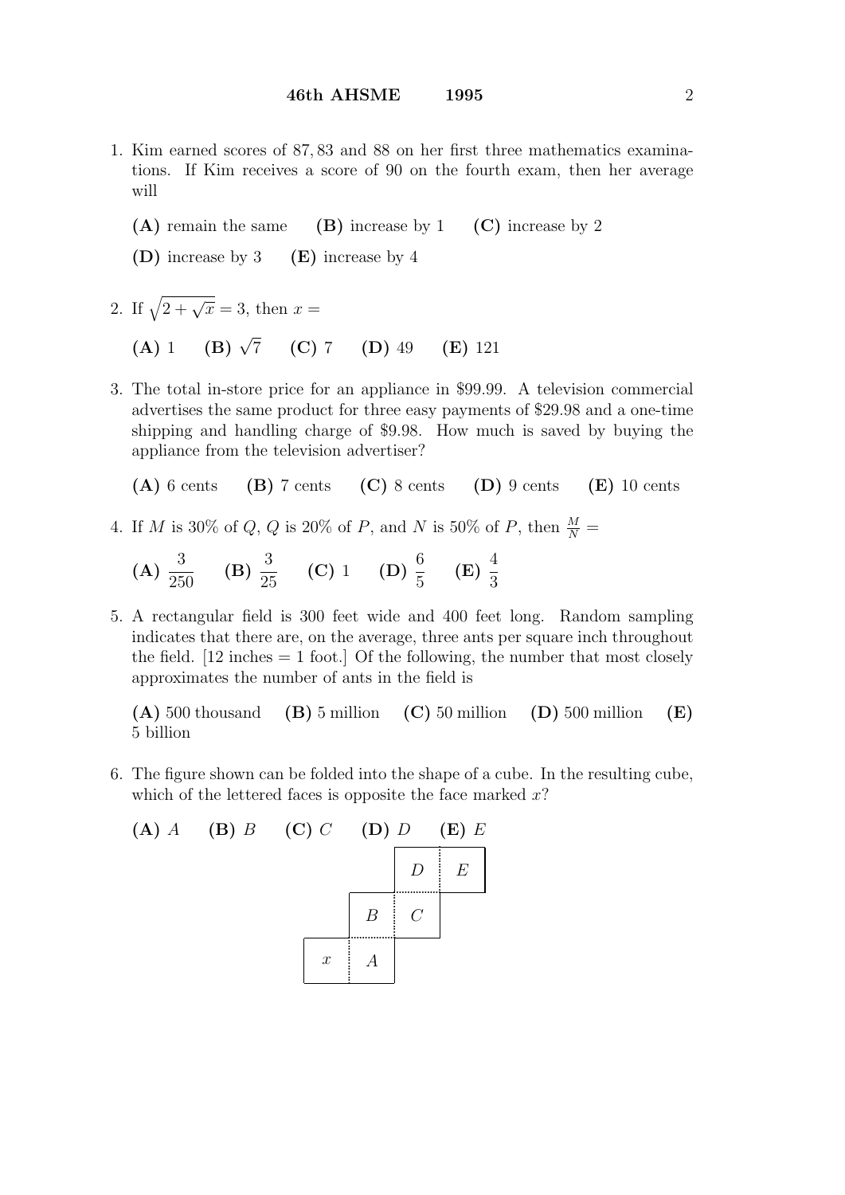1. Kim earned scores of 87, 83 and 88 on her first three mathematics examinations. If Kim receives a score of 90 on the fourth exam, then her average will

   **(A)** remain the same **(B)** increase by 1 **(C)** increase by 2

   **(D)** increase by 3 **(E)** increase by 4

2. If $\sqrt{2+\sqrt{x}} = 3$, then $x =$

   **(A)** 1 **(B)** $\sqrt{7}$ **(C)** 7 **(D)** 49 **(E)** 121

3. The total in-store price for an appliance in \$99.99. A television commercial advertises the same product for three easy payments of \$29.98 and a one-time shipping and handling charge of \$9.98. How much is saved by buying the appliance from the television advertiser?

   **(A)** 6 cents **(B)** 7 cents **(C)** 8 cents **(D)** 9 cents **(E)** 10 cents

4. If $M$ is 30% of $Q$, $Q$ is 20% of $P$, and $N$ is 50% of $P$, then $\frac{M}{N} =$

   **(A)** $\dfrac{3}{250}$ **(B)** $\dfrac{3}{25}$ **(C)** 1 **(D)** $\dfrac{6}{5}$ **(E)** $\dfrac{4}{3}$

5. A rectangular field is 300 feet wide and 400 feet long. Random sampling indicates that there are, on the average, three ants per square inch throughout the field. [12 inches = 1 foot.] Of the following, the number that most closely approximates the number of ants in the field is

   **(A)** 500 thousand **(B)** 5 million **(C)** 50 million **(D)** 500 million **(E)** 5 billion

6. The figure shown can be folded into the shape of a cube. In the resulting cube, which of the lettered faces is opposite the face marked $x$?

   **(A)** $A$ **(B)** $B$ **(C)** $C$ **(D)** $D$ **(E)** $E$

|  |  | $D$ | $E$ |
|---|---|---|---|
|  | $B$ | $C$ |  |
| $x$ | $A$ |  |  |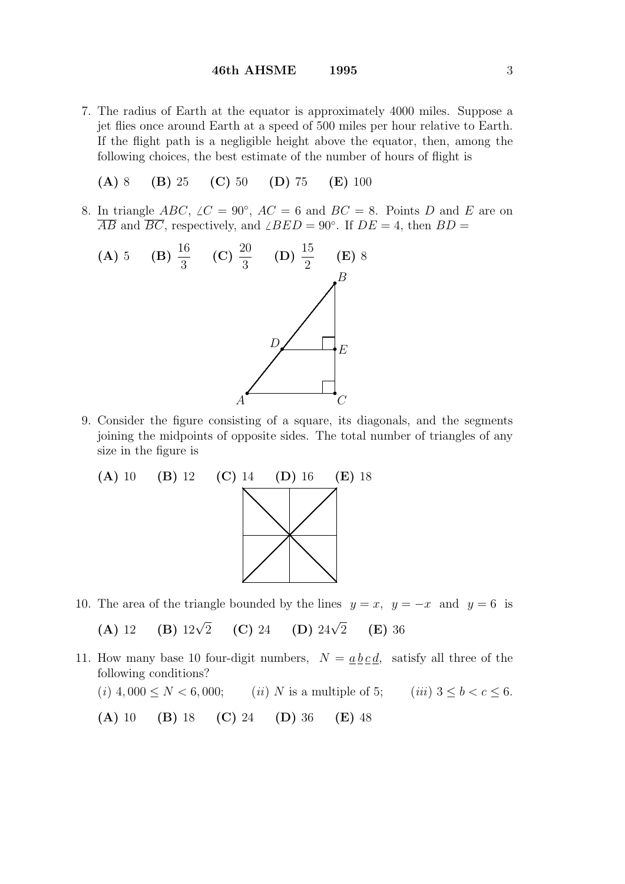7. The radius of Earth at the equator is approximately 4000 miles. Suppose a jet flies once around Earth at a speed of 500 miles per hour relative to Earth. If the flight path is a negligible height above the equator, then, among the following choices, the best estimate of the number of hours of flight is

   **(A)** 8 **(B)** 25 **(C)** 50 **(D)** 75 **(E)** 100

8. In triangle $ABC$, $\angle C = 90^\circ$, $AC = 6$ and $BC = 8$. Points $D$ and $E$ are on $\overline{AB}$ and $\overline{BC}$, respectively, and $\angle BED = 90^\circ$. If $DE = 4$, then $BD =$

   **(A)** 5 **(B)** $\frac{16}{3}$ **(C)** $\frac{20}{3}$ **(D)** $\frac{15}{2}$ **(E)** 8

9. Consider the figure consisting of a square, its diagonals, and the segments joining the midpoints of opposite sides. The total number of triangles of any size in the figure is

   **(A)** 10 **(B)** 12 **(C)** 14 **(D)** 16 **(E)** 18

10. The area of the triangle bounded by the lines $y = x$, $y = -x$ and $y = 6$ is

    **(A)** 12 **(B)** $12\sqrt{2}$ **(C)** 24 **(D)** $24\sqrt{2}$ **(E)** 36

11. How many base 10 four-digit numbers, $N = \underline{a}\,\underline{b}\,\underline{c}\,\underline{d}$, satisfy all three of the following conditions?

    $(i)$ $4,000 \le N < 6,000$; $(ii)$ $N$ is a multiple of 5; $(iii)$ $3 \le b < c \le 6$.

    **(A)** 10 **(B)** 18 **(C)** 24 **(D)** 36 **(E)** 48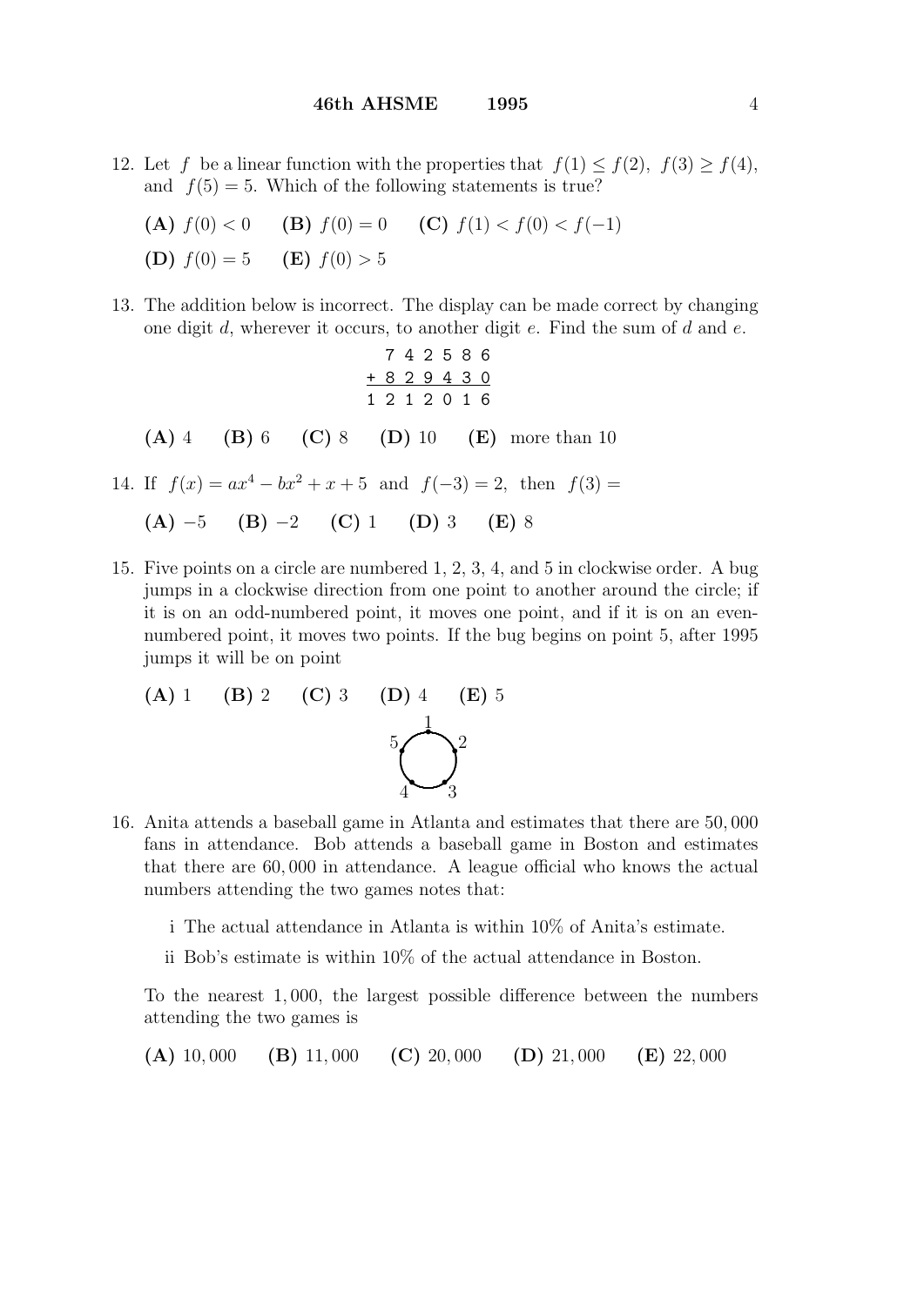12. Let $f$ be a linear function with the properties that $f(1) \le f(2)$, $f(3) \ge f(4)$, and $f(5) = 5$. Which of the following statements is true?

    **(A)** $f(0) < 0$ **(B)** $f(0) = 0$ **(C)** $f(1) < f(0) < f(-1)$

    **(D)** $f(0) = 5$ **(E)** $f(0) > 5$

13. The addition below is incorrect. The display can be made correct by changing one digit $d$, wherever it occurs, to another digit $e$. Find the sum of $d$ and $e$.

```
  7 4 2 5 8 6
+ 8 2 9 4 3 0
-------------
1 2 1 2 0 1 6
```

    **(A)** 4 **(B)** 6 **(C)** 8 **(D)** 10 **(E)** more than 10

14. If $f(x) = ax^4 - bx^2 + x + 5$ and $f(-3) = 2$, then $f(3) =$

    **(A)** $-5$ **(B)** $-2$ **(C)** 1 **(D)** 3 **(E)** 8

15. Five points on a circle are numbered 1, 2, 3, 4, and 5 in clockwise order. A bug jumps in a clockwise direction from one point to another around the circle; if it is on an odd-numbered point, it moves one point, and if it is on an even-numbered point, it moves two points. If the bug begins on point 5, after 1995 jumps it will be on point

    **(A)** 1 **(B)** 2 **(C)** 3 **(D)** 4 **(E)** 5

16. Anita attends a baseball game in Atlanta and estimates that there are 50,000 fans in attendance. Bob attends a baseball game in Boston and estimates that there are 60,000 in attendance. A league official who knows the actual numbers attending the two games notes that:

    i The actual attendance in Atlanta is within 10% of Anita's estimate.

    ii Bob's estimate is within 10% of the actual attendance in Boston.

    To the nearest 1,000, the largest possible difference between the numbers attending the two games is

    **(A)** 10,000 **(B)** 11,000 **(C)** 20,000 **(D)** 21,000 **(E)** 22,000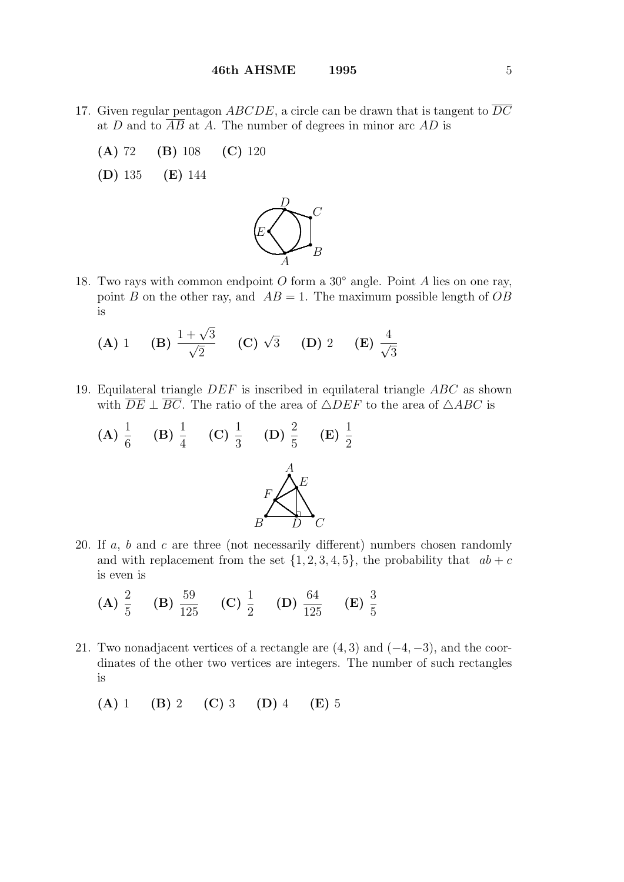17. Given regular pentagon $ABCDE$, a circle can be drawn that is tangent to $\overline{DC}$ at $D$ and to $\overline{AB}$ at $A$. The number of degrees in minor arc $AD$ is

    **(A)** 72 **(B)** 108 **(C)** 120

    **(D)** 135 **(E)** 144

18. Two rays with common endpoint $O$ form a $30^\circ$ angle. Point $A$ lies on one ray, point $B$ on the other ray, and $AB = 1$. The maximum possible length of $OB$ is

    **(A)** 1 **(B)** $\dfrac{1+\sqrt{3}}{\sqrt{2}}$ **(C)** $\sqrt{3}$ **(D)** 2 **(E)** $\dfrac{4}{\sqrt{3}}$

19. Equilateral triangle $DEF$ is inscribed in equilateral triangle $ABC$ as shown with $\overline{DE} \perp \overline{BC}$. The ratio of the area of $\triangle DEF$ to the area of $\triangle ABC$ is

    **(A)** $\dfrac{1}{6}$ **(B)** $\dfrac{1}{4}$ **(C)** $\dfrac{1}{3}$ **(D)** $\dfrac{2}{5}$ **(E)** $\dfrac{1}{2}$

20. If $a$, $b$ and $c$ are three (not necessarily different) numbers chosen randomly and with replacement from the set $\{1, 2, 3, 4, 5\}$, the probability that $ab + c$ is even is

    **(A)** $\dfrac{2}{5}$ **(B)** $\dfrac{59}{125}$ **(C)** $\dfrac{1}{2}$ **(D)** $\dfrac{64}{125}$ **(E)** $\dfrac{3}{5}$

21. Two nonadjacent vertices of a rectangle are $(4, 3)$ and $(-4, -3)$, and the coordinates of the other two vertices are integers. The number of such rectangles is

    **(A)** 1 **(B)** 2 **(C)** 3 **(D)** 4 **(E)** 5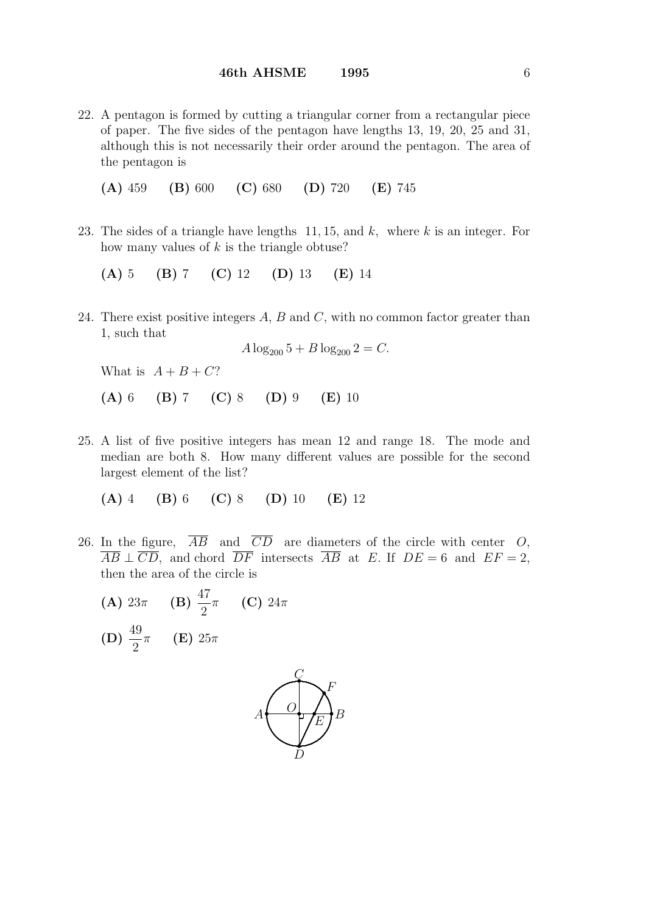22. A pentagon is formed by cutting a triangular corner from a rectangular piece of paper. The five sides of the pentagon have lengths 13, 19, 20, 25 and 31, although this is not necessarily their order around the pentagon. The area of the pentagon is

    **(A)** 459 **(B)** 600 **(C)** 680 **(D)** 720 **(E)** 745

23. The sides of a triangle have lengths $11, 15,$ and $k,$ where $k$ is an integer. For how many values of $k$ is the triangle obtuse?

    **(A)** 5 **(B)** 7 **(C)** 12 **(D)** 13 **(E)** 14

24. There exist positive integers $A$, $B$ and $C$, with no common factor greater than 1, such that

    $$A \log_{200} 5 + B \log_{200} 2 = C.$$

    What is $A + B + C$?

    **(A)** 6 **(B)** 7 **(C)** 8 **(D)** 9 **(E)** 10

25. A list of five positive integers has mean 12 and range 18. The mode and median are both 8. How many different values are possible for the second largest element of the list?

    **(A)** 4 **(B)** 6 **(C)** 8 **(D)** 10 **(E)** 12

26. In the figure, $\overline{AB}$ and $\overline{CD}$ are diameters of the circle with center $O$, $\overline{AB} \perp \overline{CD}$, and chord $\overline{DF}$ intersects $\overline{AB}$ at $E$. If $DE = 6$ and $EF = 2$, then the area of the circle is

    **(A)** $23\pi$ **(B)** $\dfrac{47}{2}\pi$ **(C)** $24\pi$

    **(D)** $\dfrac{49}{2}\pi$ **(E)** $25\pi$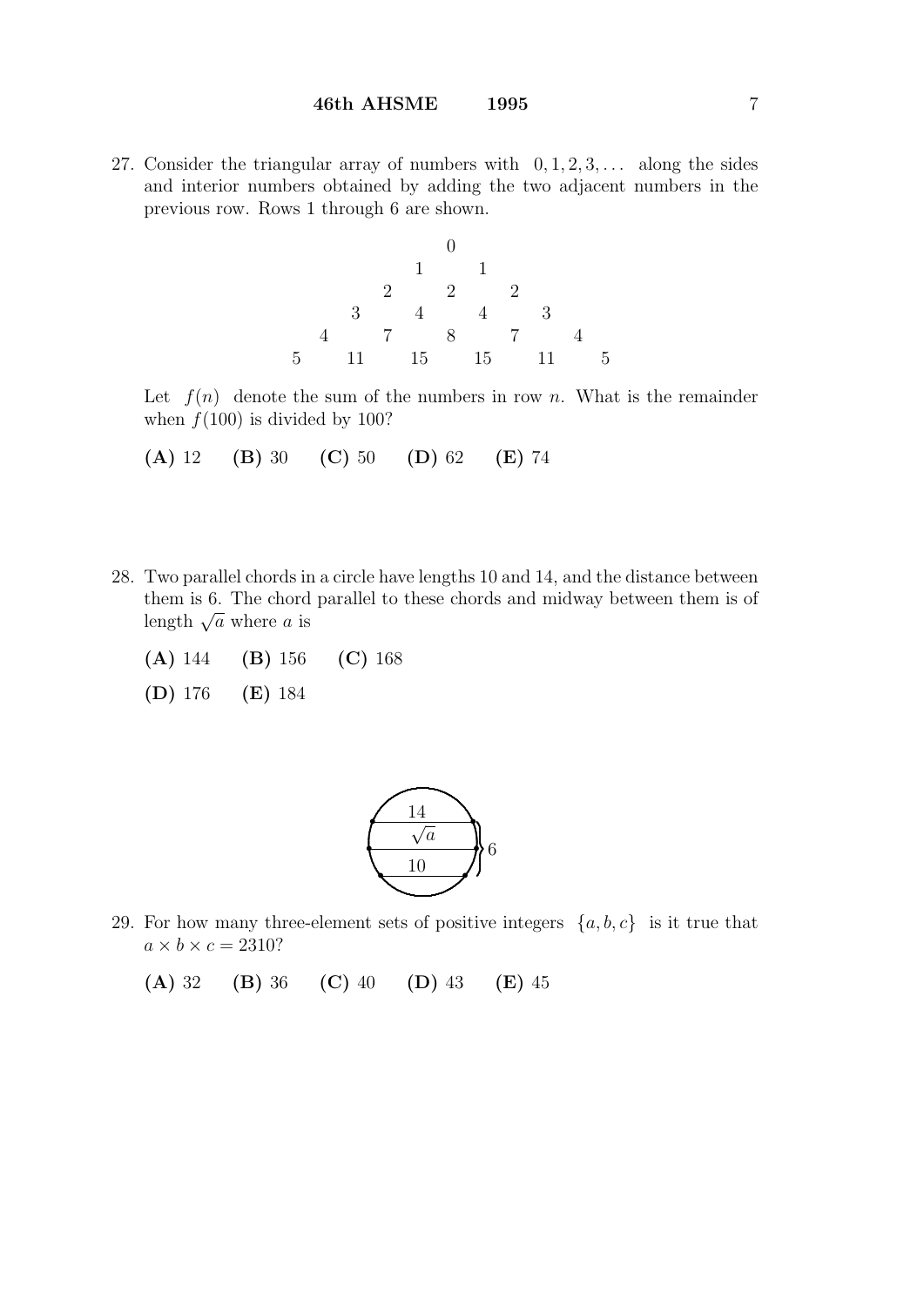27. Consider the triangular array of numbers with $0, 1, 2, 3, \ldots$ along the sides and interior numbers obtained by adding the two adjacent numbers in the previous row. Rows 1 through 6 are shown.

$$
\begin{array}{ccccccccccc}
 & & & & & 0 & & & & & \\
 & & & & 1 & & 1 & & & & \\
 & & & 2 & & 2 & & 2 & & & \\
 & & 3 & & 4 & & 4 & & 3 & & \\
 & 4 & & 7 & & 8 & & 7 & & 4 & \\
5 & & 11 & & 15 & & 15 & & 11 & & 5
\end{array}
$$

Let $f(n)$ denote the sum of the numbers in row $n$. What is the remainder when $f(100)$ is divided by 100?

**(A)** 12 **(B)** 30 **(C)** 50 **(D)** 62 **(E)** 74

28. Two parallel chords in a circle have lengths 10 and 14, and the distance between them is 6. The chord parallel to these chords and midway between them is of length $\sqrt{a}$ where $a$ is

**(A)** 144 **(B)** 156 **(C)** 168

**(D)** 176 **(E)** 184

29. For how many three-element sets of positive integers $\{a, b, c\}$ is it true that $a \times b \times c = 2310$?

**(A)** 32 **(B)** 36 **(C)** 40 **(D)** 43 **(E)** 45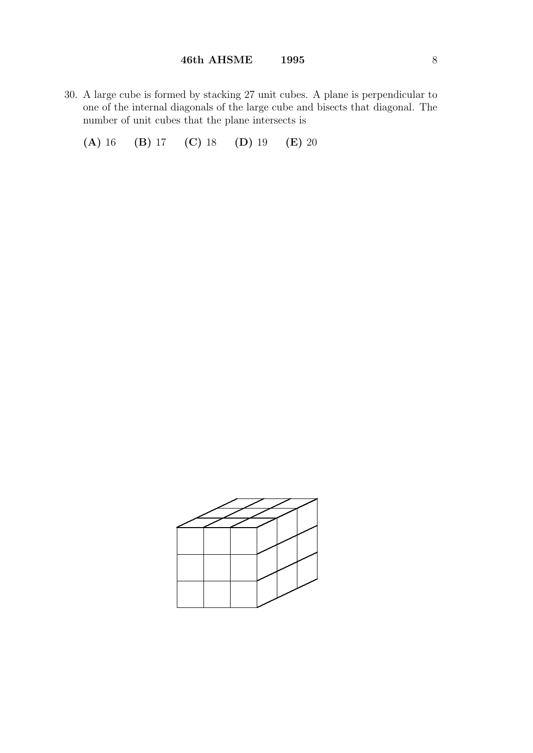30. A large cube is formed by stacking 27 unit cubes. A plane is perpendicular to one of the internal diagonals of the large cube and bisects that diagonal. The number of unit cubes that the plane intersects is

**(A)** 16 **(B)** 17 **(C)** 18 **(D)** 19 **(E)** 20